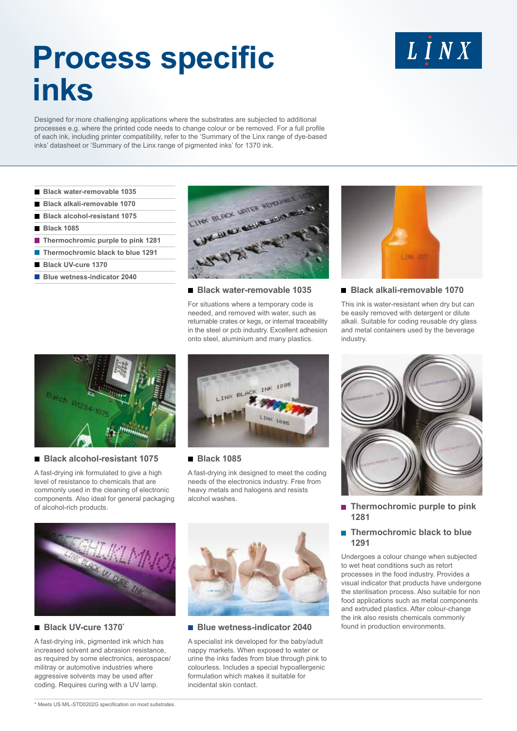# Process specific inks

Designed for more challenging applications where the substrates are subjected to additional processes e.g. where the printed code needs to change colour or be removed. For a full profile of each ink, including printer compatibility, refer to the 'Summary of the Linx range of dye-based inks' datasheet or 'Summary of the Linx range of pigmented inks' for 1370 ink.

- Black water-removable 1035
- Black alkali-removable 1070
- Black alcohol-resistant 1075
- Black 1085
- Thermochromic purple to pink 1281
- Thermochromic black to blue 1291
- Black UV-cure 1370
- Blue wetness-indicator 2040

### Black water-removable 1035

For situations where a temporary code is needed, and removed with water, such as returnable crates or kegs, or internal traceability in the steel or pcb industry. Excellent adhesion onto steel, aluminium and many plastics.

### Black alkali-removable 1070

This ink is water-resistant when dry but can be easily removed with detergent or dilute alkali. Suitable for coding reusable dry glass and metal containers used by the beverage industry.

### Black alcohol-resistant 1075

A fast-drying ink formulated to give a high level of resistance to chemicals that are commonly used in the cleaning of electronic components. Also ideal for general packaging of alcohol-rich products.

### Black 1085

A fast-drying ink designed to meet the coding needs of the electronics industry. Free from heavy metals and halogens and resists alcohol washes.

### Thermochromic purple to pink 1281

### Thermochromic black to blue 1291

Undergoes a colour change when subjected to wet heat conditions such as retort processes in the food industry. Provides a visual indicator that products have undergone the sterilisation process. Also suitable for non food applications such as metal components and extruded plastics. After colour-change the ink also resists chemicals commonly found in production environments.

### Black UV-cure 1370*

A fast-drying ink, pigmented ink which has increased solvent and abrasion resistance, as required by some electronics, aerospace/ militray or automotive industries where aggressive solvents may be used after coding. Requires curing with a UV lamp.

### Blue wetness-indicator 2040

A specialist ink developed for the baby/adult nappy markets. When exposed to water or urine the inks fades from blue through pink to colourless. Includes a special hypoallergenic formulation which makes it suitable for incidental skin contact.

\* Meets US MIL-STD0202G specification on most substrates.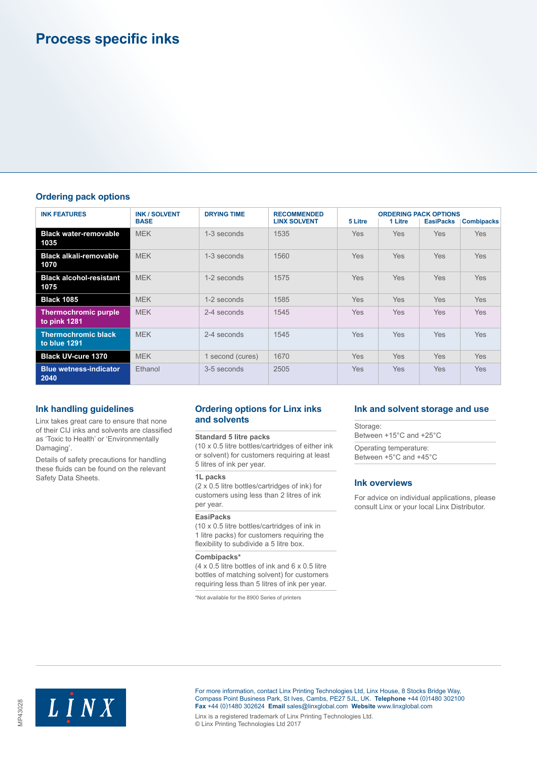# Process specific inks

## Ordering pack options

| INK FEATURES | INK / SOLVENT BASE | DRYING TIME | RECOMMENDED LINX SOLVENT | ORDERING PACK OPTIONS | | | |
|---|---|---|---|---|---|---|---|
| | | | | 5 Litre | 1 Litre | EasiPacks | Combipacks |
| **Black water-removable 1035** | MEK | 1-3 seconds | 1535 | Yes | Yes | Yes | Yes |
| **Black alkali-removable 1070** | MEK | 1-3 seconds | 1560 | Yes | Yes | Yes | Yes |
| **Black alcohol-resistant 1075** | MEK | 1-2 seconds | 1575 | Yes | Yes | Yes | Yes |
| **Black 1085** | MEK | 1-2 seconds | 1585 | Yes | Yes | Yes | Yes |
| **Thermochromic purple to pink 1281** | MEK | 2-4 seconds | 1545 | Yes | Yes | Yes | Yes |
| **Thermochromic black to blue 1291** | MEK | 2-4 seconds | 1545 | Yes | Yes | Yes | Yes |
| **Black UV-cure 1370** | MEK | 1 second (cures) | 1670 | Yes | Yes | Yes | Yes |
| **Blue wetness-indicator 2040** | Ethanol | 3-5 seconds | 2505 | Yes | Yes | Yes | Yes |

### Ink handling guidelines

Linx takes great care to ensure that none of their CIJ inks and solvents are classified as 'Toxic to Health' or 'Environmentally Damaging'.

Details of safety precautions for handling these fluids can be found on the relevant Safety Data Sheets.

### Ordering options for Linx inks and solvents

**Standard 5 litre packs**
(10 x 0.5 litre bottles/cartridges of either ink or solvent) for customers requiring at least 5 litres of ink per year.

**1L packs**
(2 x 0.5 litre bottles/cartridges of ink) for customers using less than 2 litres of ink per year.

**EasiPacks**
(10 x 0.5 litre bottles/cartridges of ink in 1 litre packs) for customers requiring the flexibility to subdivide a 5 litre box.

**Combipacks***
(4 x 0.5 litre bottles of ink and 6 x 0.5 litre bottles of matching solvent) for customers requiring less than 5 litres of ink per year.

*Not available for the 8900 Series of printers

### Ink and solvent storage and use

Storage:
Between +15°C and +25°C

Operating temperature:
Between +5°C and +45°C

### Ink overviews

For advice on individual applications, please consult Linx or your local Linx Distributor.

For more information, contact Linx Printing Technologies Ltd, Linx House, 8 Stocks Bridge Way, Compass Point Business Park, St Ives, Cambs, PE27 5JL, UK. **Telephone** +44 (0)1480 302100 **Fax** +44 (0)1480 302624 **Email** sales@linxglobal.com **Website** www.linxglobal.com

Linx is a registered trademark of Linx Printing Technologies Ltd.
© Linx Printing Technologies Ltd 2017

MP43028